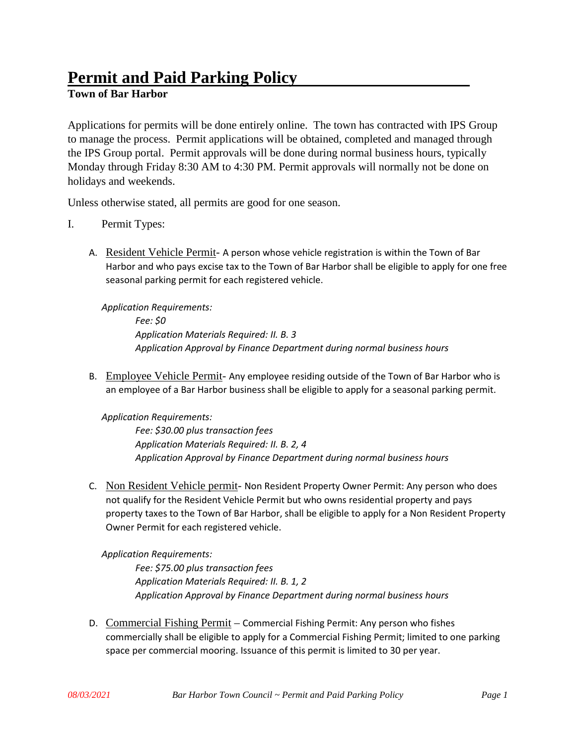# Permit and Paid Parking Policy

**Town of Bar Harbor**

Applications for permits will be done entirely online. The town has contracted with IPS Group to manage the process. Permit applications will be obtained, completed and managed through the IPS Group portal. Permit approvals will be done during normal business hours, typically Monday through Friday 8:30 AM to 4:30 PM. Permit approvals will normally not be done on holidays and weekends.

Unless otherwise stated, all permits are good for one season.

I. Permit Types:

A. Resident Vehicle Permit- A person whose vehicle registration is within the Town of Bar Harbor and who pays excise tax to the Town of Bar Harbor shall be eligible to apply for one free seasonal parking permit for each registered vehicle.

*Application Requirements:*

*Fee: $0*
*Application Materials Required: II. B. 3*
*Application Approval by Finance Department during normal business hours*

B. Employee Vehicle Permit- Any employee residing outside of the Town of Bar Harbor who is an employee of a Bar Harbor business shall be eligible to apply for a seasonal parking permit.

*Application Requirements:*

*Fee: $30.00 plus transaction fees*
*Application Materials Required: II. B. 2, 4*
*Application Approval by Finance Department during normal business hours*

C. Non Resident Vehicle permit- Non Resident Property Owner Permit: Any person who does not qualify for the Resident Vehicle Permit but who owns residential property and pays property taxes to the Town of Bar Harbor, shall be eligible to apply for a Non Resident Property Owner Permit for each registered vehicle.

*Application Requirements:*

*Fee: $75.00 plus transaction fees*
*Application Materials Required: II. B. 1, 2*
*Application Approval by Finance Department during normal business hours*

D. Commercial Fishing Permit – Commercial Fishing Permit: Any person who fishes commercially shall be eligible to apply for a Commercial Fishing Permit; limited to one parking space per commercial mooring. Issuance of this permit is limited to 30 per year.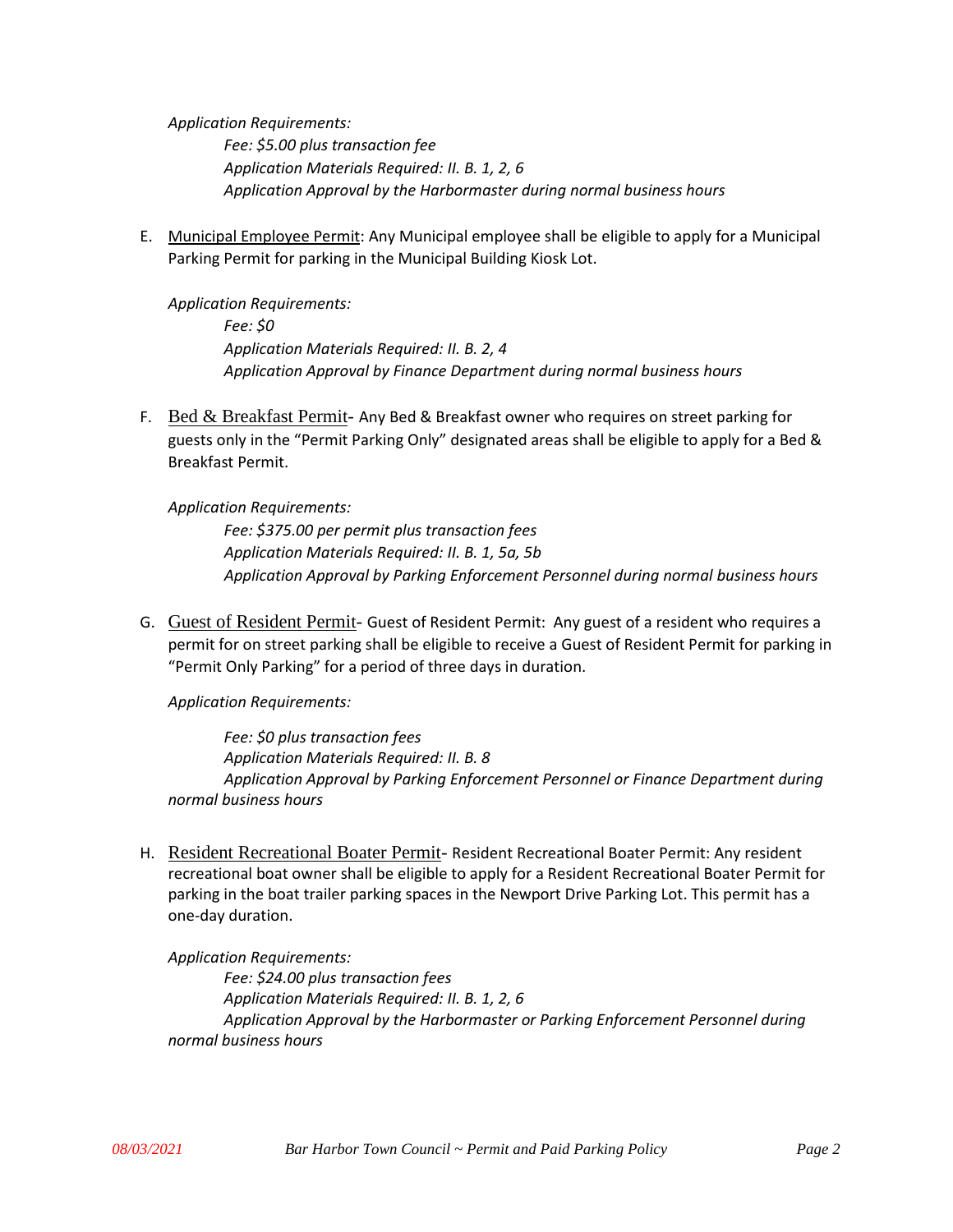*Application Requirements:*

*Fee: $5.00 plus transaction fee*
*Application Materials Required: II. B. 1, 2, 6*
*Application Approval by the Harbormaster during normal business hours*

E. Municipal Employee Permit: Any Municipal employee shall be eligible to apply for a Municipal Parking Permit for parking in the Municipal Building Kiosk Lot.

*Application Requirements:*

*Fee: $0*
*Application Materials Required: II. B. 2, 4*
*Application Approval by Finance Department during normal business hours*

F. Bed & Breakfast Permit- Any Bed & Breakfast owner who requires on street parking for guests only in the "Permit Parking Only" designated areas shall be eligible to apply for a Bed & Breakfast Permit.

*Application Requirements:*

*Fee: $375.00 per permit plus transaction fees*
*Application Materials Required: II. B. 1, 5a, 5b*
*Application Approval by Parking Enforcement Personnel during normal business hours*

G. Guest of Resident Permit- Guest of Resident Permit: Any guest of a resident who requires a permit for on street parking shall be eligible to receive a Guest of Resident Permit for parking in "Permit Only Parking" for a period of three days in duration.

*Application Requirements:*

*Fee: $0 plus transaction fees*
*Application Materials Required: II. B. 8*
*Application Approval by Parking Enforcement Personnel or Finance Department during normal business hours*

H. Resident Recreational Boater Permit- Resident Recreational Boater Permit: Any resident recreational boat owner shall be eligible to apply for a Resident Recreational Boater Permit for parking in the boat trailer parking spaces in the Newport Drive Parking Lot. This permit has a one-day duration.

*Application Requirements:*

*Fee: $24.00 plus transaction fees*
*Application Materials Required: II. B. 1, 2, 6*
*Application Approval by the Harbormaster or Parking Enforcement Personnel during normal business hours*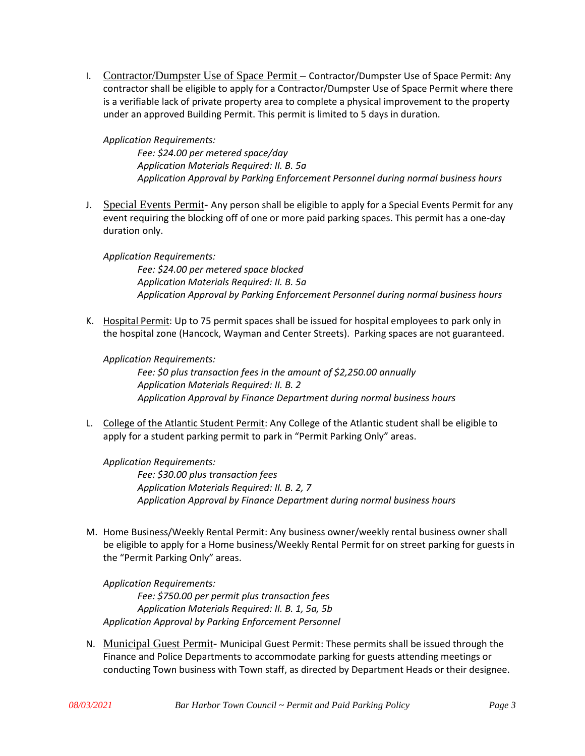I. Contractor/Dumpster Use of Space Permit – Contractor/Dumpster Use of Space Permit: Any contractor shall be eligible to apply for a Contractor/Dumpster Use of Space Permit where there is a verifiable lack of private property area to complete a physical improvement to the property under an approved Building Permit. This permit is limited to 5 days in duration.

*Application Requirements:*

*Fee: $24.00 per metered space/day*
*Application Materials Required: II. B. 5a*
*Application Approval by Parking Enforcement Personnel during normal business hours*

J. Special Events Permit- Any person shall be eligible to apply for a Special Events Permit for any event requiring the blocking off of one or more paid parking spaces. This permit has a one-day duration only.

*Application Requirements:*

*Fee: $24.00 per metered space blocked*
*Application Materials Required: II. B. 5a*
*Application Approval by Parking Enforcement Personnel during normal business hours*

K. Hospital Permit: Up to 75 permit spaces shall be issued for hospital employees to park only in the hospital zone (Hancock, Wayman and Center Streets). Parking spaces are not guaranteed.

*Application Requirements:*

*Fee: $0 plus transaction fees in the amount of $2,250.00 annually*
*Application Materials Required: II. B. 2*
*Application Approval by Finance Department during normal business hours*

L. College of the Atlantic Student Permit: Any College of the Atlantic student shall be eligible to apply for a student parking permit to park in "Permit Parking Only" areas.

*Application Requirements:*

*Fee: $30.00 plus transaction fees*
*Application Materials Required: II. B. 2, 7*
*Application Approval by Finance Department during normal business hours*

M. Home Business/Weekly Rental Permit: Any business owner/weekly rental business owner shall be eligible to apply for a Home business/Weekly Rental Permit for on street parking for guests in the "Permit Parking Only" areas.

*Application Requirements:*

*Fee: $750.00 per permit plus transaction fees*
*Application Materials Required: II. B. 1, 5a, 5b*
*Application Approval by Parking Enforcement Personnel*

N. Municipal Guest Permit- Municipal Guest Permit: These permits shall be issued through the Finance and Police Departments to accommodate parking for guests attending meetings or conducting Town business with Town staff, as directed by Department Heads or their designee.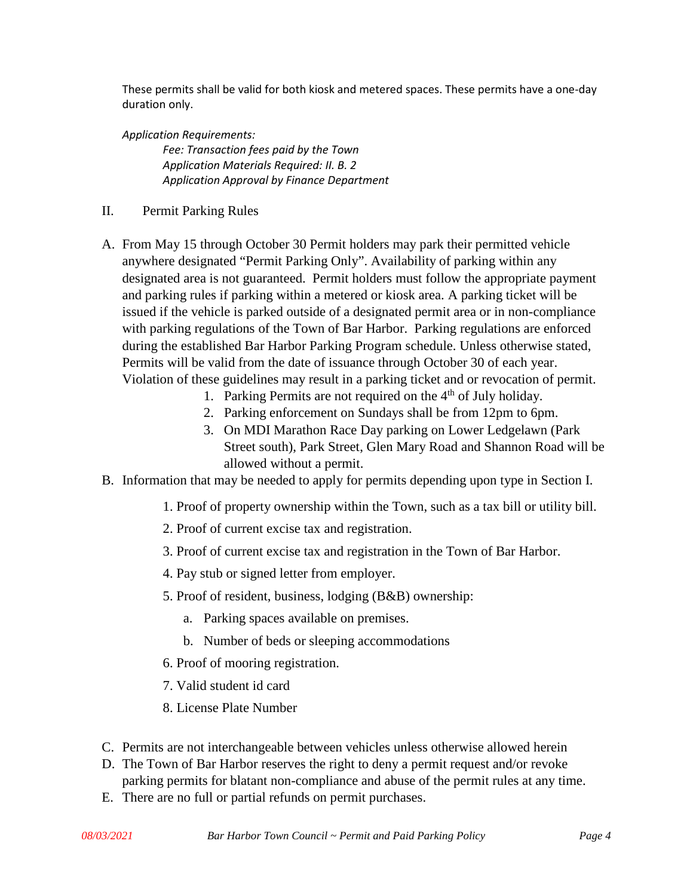These permits shall be valid for both kiosk and metered spaces. These permits have a one-day duration only.

*Application Requirements:*

*Fee: Transaction fees paid by the Town*
*Application Materials Required: II. B. 2*
*Application Approval by Finance Department*

## II. Permit Parking Rules

A. From May 15 through October 30 Permit holders may park their permitted vehicle anywhere designated "Permit Parking Only". Availability of parking within any designated area is not guaranteed. Permit holders must follow the appropriate payment and parking rules if parking within a metered or kiosk area. A parking ticket will be issued if the vehicle is parked outside of a designated permit area or in non-compliance with parking regulations of the Town of Bar Harbor. Parking regulations are enforced during the established Bar Harbor Parking Program schedule. Unless otherwise stated, Permits will be valid from the date of issuance through October 30 of each year. Violation of these guidelines may result in a parking ticket and or revocation of permit.
   1. Parking Permits are not required on the 4th of July holiday.
   2. Parking enforcement on Sundays shall be from 12pm to 6pm.
   3. On MDI Marathon Race Day parking on Lower Ledgelawn (Park Street south), Park Street, Glen Mary Road and Shannon Road will be allowed without a permit.

B. Information that may be needed to apply for permits depending upon type in Section I.
   1. Proof of property ownership within the Town, such as a tax bill or utility bill.
   2. Proof of current excise tax and registration.
   3. Proof of current excise tax and registration in the Town of Bar Harbor.
   4. Pay stub or signed letter from employer.
   5. Proof of resident, business, lodging (B&B) ownership:
      a. Parking spaces available on premises.
      b. Number of beds or sleeping accommodations
   6. Proof of mooring registration.
   7. Valid student id card
   8. License Plate Number

C. Permits are not interchangeable between vehicles unless otherwise allowed herein

D. The Town of Bar Harbor reserves the right to deny a permit request and/or revoke parking permits for blatant non-compliance and abuse of the permit rules at any time.

E. There are no full or partial refunds on permit purchases.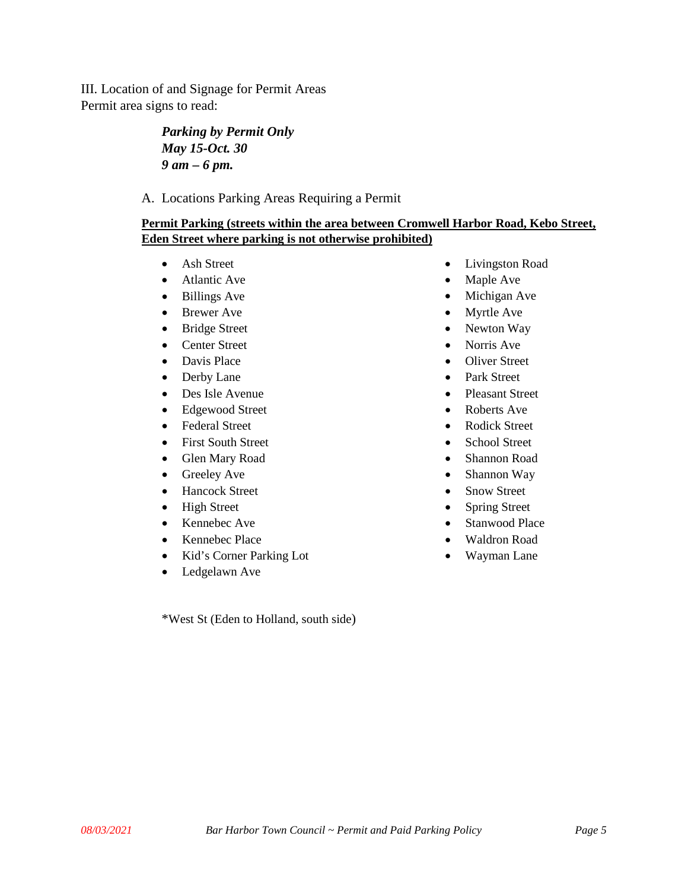III. Location of and Signage for Permit Areas
Permit area signs to read:

> ***Parking by Permit Only***
> ***May 15-Oct. 30***
> ***9 am – 6 pm.***

A. Locations Parking Areas Requiring a Permit

**Permit Parking (streets within the area between Cromwell Harbor Road, Kebo Street, Eden Street where parking is not otherwise prohibited)**

- Ash Street
- Atlantic Ave
- Billings Ave
- Brewer Ave
- Bridge Street
- Center Street
- Davis Place
- Derby Lane
- Des Isle Avenue
- Edgewood Street
- Federal Street
- First South Street
- Glen Mary Road
- Greeley Ave
- Hancock Street
- High Street
- Kennebec Ave
- Kennebec Place
- Kid's Corner Parking Lot
- Ledgelawn Ave
- Livingston Road
- Maple Ave
- Michigan Ave
- Myrtle Ave
- Newton Way
- Norris Ave
- Oliver Street
- Park Street
- Pleasant Street
- Roberts Ave
- Rodick Street
- School Street
- Shannon Road
- Shannon Way
- Snow Street
- Spring Street
- Stanwood Place
- Waldron Road
- Wayman Lane

*West St (Eden to Holland, south side)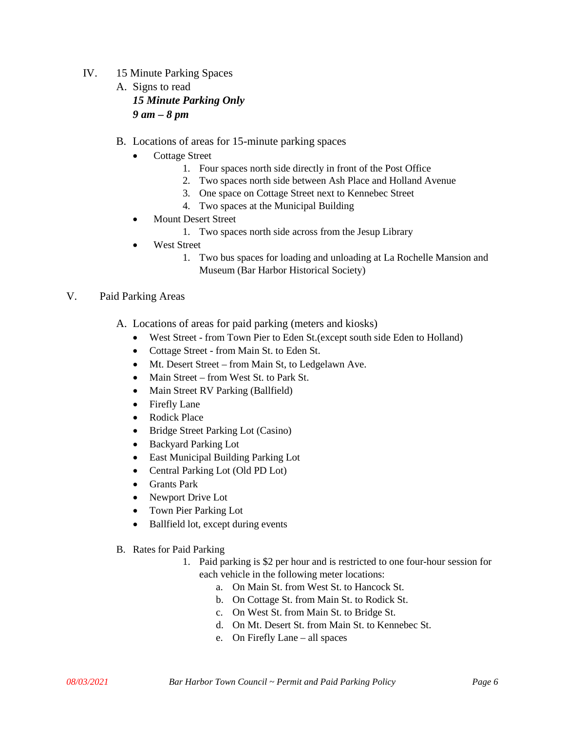IV. 15 Minute Parking Spaces

A. Signs to read

***15 Minute Parking Only***
***9 am – 8 pm***

B. Locations of areas for 15-minute parking spaces

- Cottage Street
  1. Four spaces north side directly in front of the Post Office
  2. Two spaces north side between Ash Place and Holland Avenue
  3. One space on Cottage Street next to Kennebec Street
  4. Two spaces at the Municipal Building
- Mount Desert Street
  1. Two spaces north side across from the Jesup Library
- West Street
  1. Two bus spaces for loading and unloading at La Rochelle Mansion and Museum (Bar Harbor Historical Society)

V. Paid Parking Areas

A. Locations of areas for paid parking (meters and kiosks)

- West Street - from Town Pier to Eden St.(except south side Eden to Holland)
- Cottage Street - from Main St. to Eden St.
- Mt. Desert Street – from Main St, to Ledgelawn Ave.
- Main Street – from West St. to Park St.
- Main Street RV Parking (Ballfield)
- Firefly Lane
- Rodick Place
- Bridge Street Parking Lot (Casino)
- Backyard Parking Lot
- East Municipal Building Parking Lot
- Central Parking Lot (Old PD Lot)
- Grants Park
- Newport Drive Lot
- Town Pier Parking Lot
- Ballfield lot, except during events

B. Rates for Paid Parking

1. Paid parking is $2 per hour and is restricted to one four-hour session for each vehicle in the following meter locations:
   a. On Main St. from West St. to Hancock St.
   b. On Cottage St. from Main St. to Rodick St.
   c. On West St. from Main St. to Bridge St.
   d. On Mt. Desert St. from Main St. to Kennebec St.
   e. On Firefly Lane – all spaces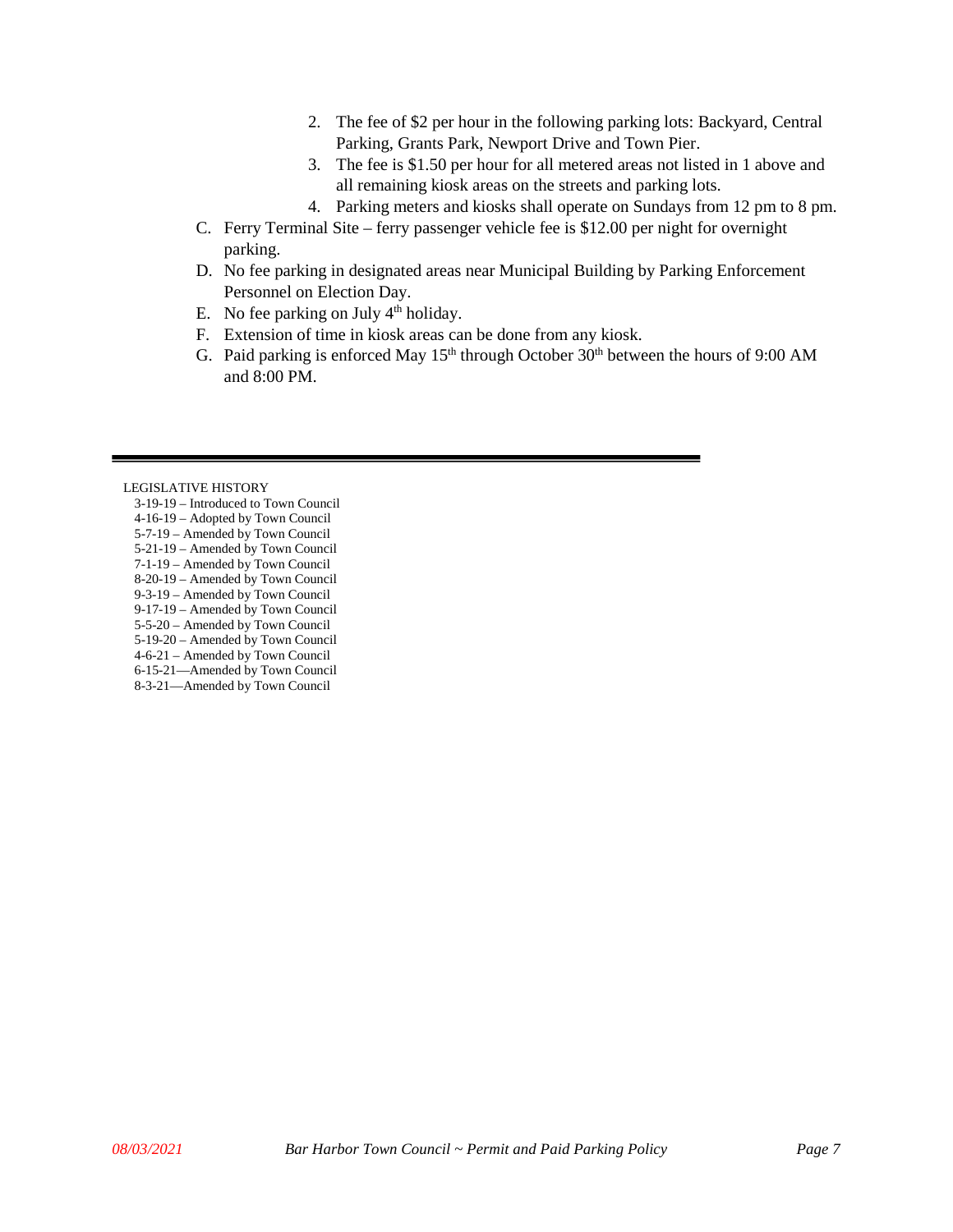2. The fee of $2 per hour in the following parking lots: Backyard, Central Parking, Grants Park, Newport Drive and Town Pier.
3. The fee is $1.50 per hour for all metered areas not listed in 1 above and all remaining kiosk areas on the streets and parking lots.
4. Parking meters and kiosks shall operate on Sundays from 12 pm to 8 pm.

C. Ferry Terminal Site – ferry passenger vehicle fee is $12.00 per night for overnight parking.
D. No fee parking in designated areas near Municipal Building by Parking Enforcement Personnel on Election Day.
E. No fee parking on July 4th holiday.
F. Extension of time in kiosk areas can be done from any kiosk.
G. Paid parking is enforced May 15th through October 30th between the hours of 9:00 AM and 8:00 PM.

---

LEGISLATIVE HISTORY
- 3-19-19 – Introduced to Town Council
- 4-16-19 – Adopted by Town Council
- 5-7-19 – Amended by Town Council
- 5-21-19 – Amended by Town Council
- 7-1-19 – Amended by Town Council
- 8-20-19 – Amended by Town Council
- 9-3-19 – Amended by Town Council
- 9-17-19 – Amended by Town Council
- 5-5-20 – Amended by Town Council
- 5-19-20 – Amended by Town Council
- 4-6-21 – Amended by Town Council
- 6-15-21—Amended by Town Council
- 8-3-21—Amended by Town Council